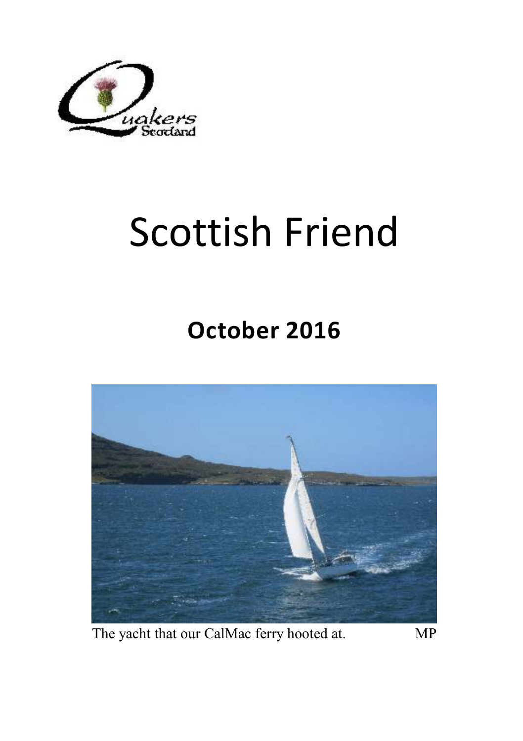# Scottish Friend

## October 2016

The yacht that our CalMac ferry hooted at. MP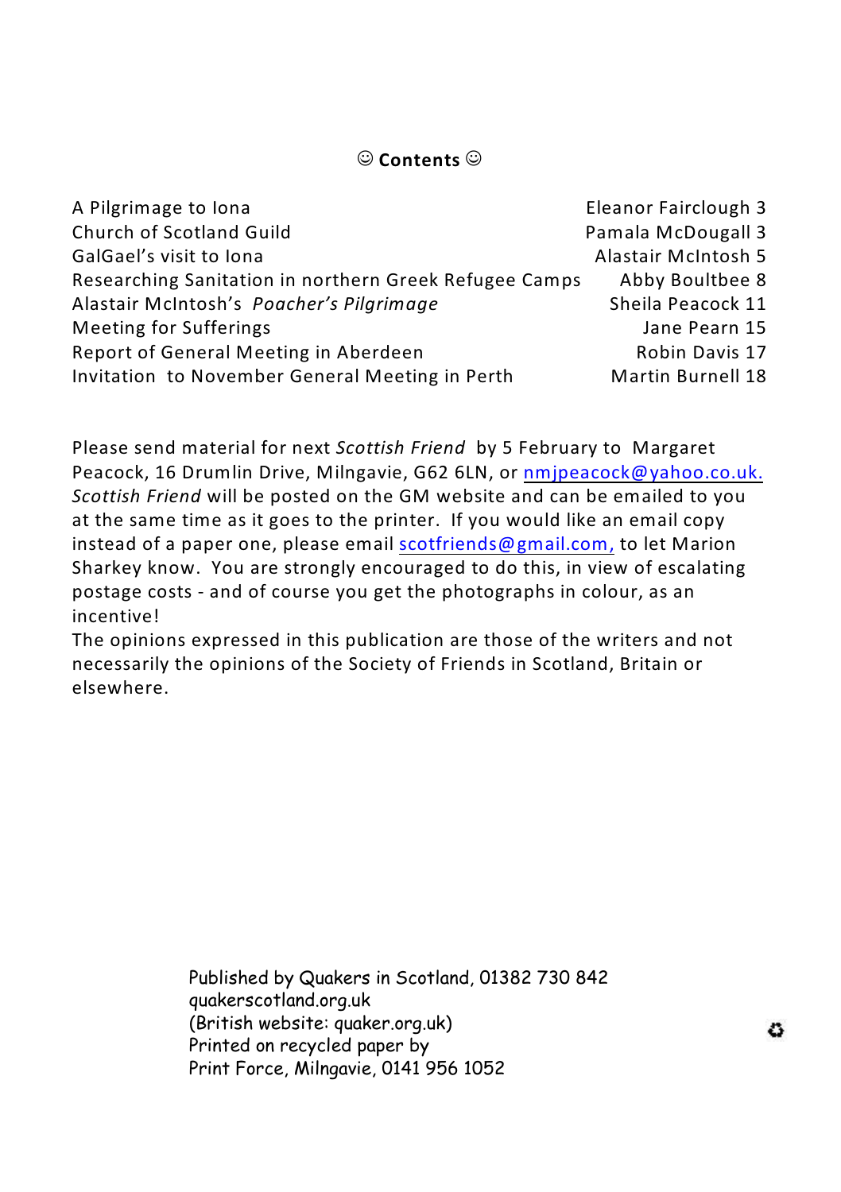## ☺ **Contents** ☺

| | | |
|---|---|---|
| A Pilgrimage to Iona | Eleanor Fairclough | 3 |
| Church of Scotland Guild | Pamala McDougall | 3 |
| GalGael's visit to Iona | Alastair McIntosh | 5 |
| Researching Sanitation in northern Greek Refugee Camps | Abby Boultbee | 8 |
| Alastair McIntosh's *Poacher's Pilgrimage* | Sheila Peacock | 11 |
| Meeting for Sufferings | Jane Pearn | 15 |
| Report of General Meeting in Aberdeen | Robin Davis | 17 |
| Invitation to November General Meeting in Perth | Martin Burnell | 18 |

Please send material for next *Scottish Friend* by 5 February to Margaret Peacock, 16 Drumlin Drive, Milngavie, G62 6LN, or nmjpeacock@yahoo.co.uk. *Scottish Friend* will be posted on the GM website and can be emailed to you at the same time as it goes to the printer. If you would like an email copy instead of a paper one, please email scotfriends@gmail.com, to let Marion Sharkey know. You are strongly encouraged to do this, in view of escalating postage costs - and of course you get the photographs in colour, as an incentive!

The opinions expressed in this publication are those of the writers and not necessarily the opinions of the Society of Friends in Scotland, Britain or elsewhere.

Published by Quakers in Scotland, 01382 730 842
quakerscotland.org.uk
(British website: quaker.org.uk)
Printed on recycled paper by
Print Force, Milngavie, 0141 956 1052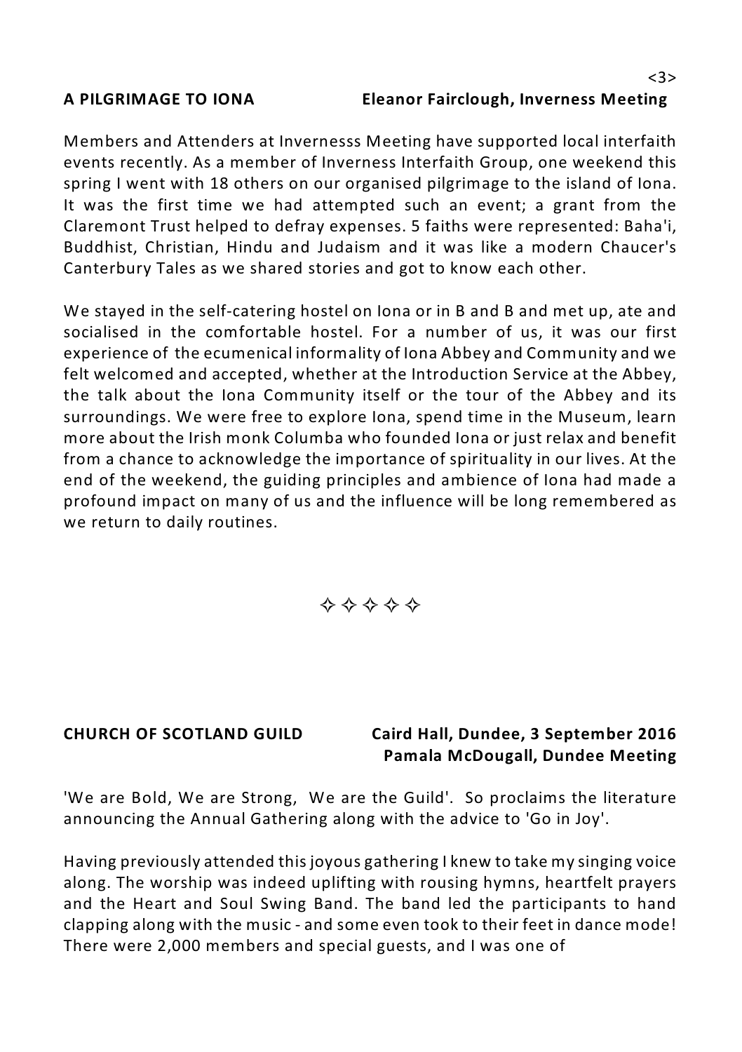## A PILGRIMAGE TO IONA

**Eleanor Fairclough, Inverness Meeting**

Members and Attenders at Invernesss Meeting have supported local interfaith events recently. As a member of Inverness Interfaith Group, one weekend this spring I went with 18 others on our organised pilgrimage to the island of Iona. It was the first time we had attempted such an event; a grant from the Claremont Trust helped to defray expenses. 5 faiths were represented: Baha'i, Buddhist, Christian, Hindu and Judaism and it was like a modern Chaucer's Canterbury Tales as we shared stories and got to know each other.

We stayed in the self-catering hostel on Iona or in B and B and met up, ate and socialised in the comfortable hostel. For a number of us, it was our first experience of the ecumenical informality of Iona Abbey and Community and we felt welcomed and accepted, whether at the Introduction Service at the Abbey, the talk about the Iona Community itself or the tour of the Abbey and its surroundings. We were free to explore Iona, spend time in the Museum, learn more about the Irish monk Columba who founded Iona or just relax and benefit from a chance to acknowledge the importance of spirituality in our lives. At the end of the weekend, the guiding principles and ambience of Iona had made a profound impact on many of us and the influence will be long remembered as we return to daily routines.

✧ ✧ ✧ ✧ ✧

## CHURCH OF SCOTLAND GUILD

**Caird Hall, Dundee, 3 September 2016**
**Pamala McDougall, Dundee Meeting**

'We are Bold, We are Strong, We are the Guild'. So proclaims the literature announcing the Annual Gathering along with the advice to 'Go in Joy'.

Having previously attended this joyous gathering I knew to take my singing voice along. The worship was indeed uplifting with rousing hymns, heartfelt prayers and the Heart and Soul Swing Band. The band led the participants to hand clapping along with the music - and some even took to their feet in dance mode! There were 2,000 members and special guests, and I was one of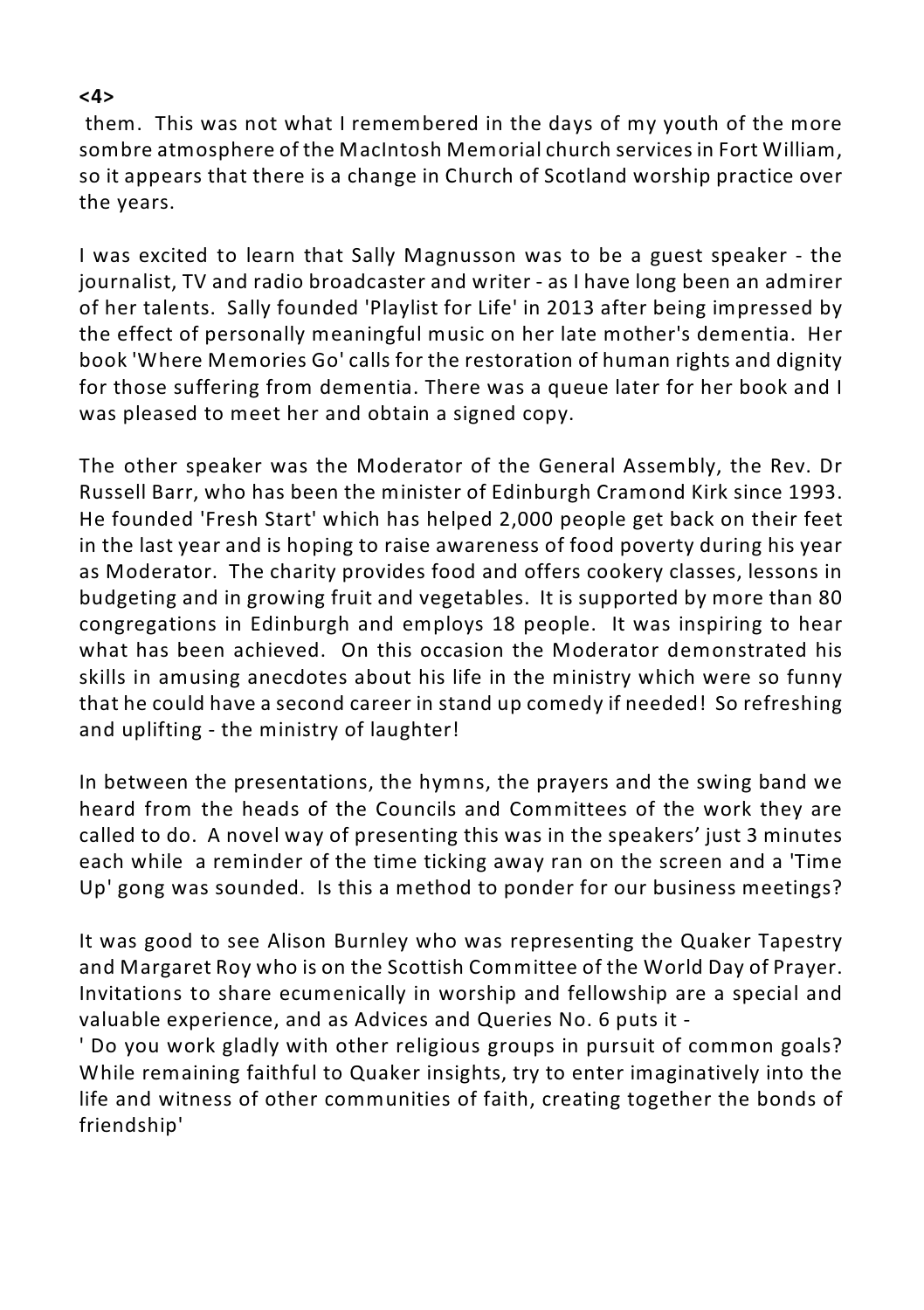them. This was not what I remembered in the days of my youth of the more sombre atmosphere of the MacIntosh Memorial church services in Fort William, so it appears that there is a change in Church of Scotland worship practice over the years.

I was excited to learn that Sally Magnusson was to be a guest speaker - the journalist, TV and radio broadcaster and writer - as I have long been an admirer of her talents. Sally founded 'Playlist for Life' in 2013 after being impressed by the effect of personally meaningful music on her late mother's dementia. Her book 'Where Memories Go' calls for the restoration of human rights and dignity for those suffering from dementia. There was a queue later for her book and I was pleased to meet her and obtain a signed copy.

The other speaker was the Moderator of the General Assembly, the Rev. Dr Russell Barr, who has been the minister of Edinburgh Cramond Kirk since 1993. He founded 'Fresh Start' which has helped 2,000 people get back on their feet in the last year and is hoping to raise awareness of food poverty during his year as Moderator. The charity provides food and offers cookery classes, lessons in budgeting and in growing fruit and vegetables. It is supported by more than 80 congregations in Edinburgh and employs 18 people. It was inspiring to hear what has been achieved. On this occasion the Moderator demonstrated his skills in amusing anecdotes about his life in the ministry which were so funny that he could have a second career in stand up comedy if needed! So refreshing and uplifting - the ministry of laughter!

In between the presentations, the hymns, the prayers and the swing band we heard from the heads of the Councils and Committees of the work they are called to do. A novel way of presenting this was in the speakers' just 3 minutes each while a reminder of the time ticking away ran on the screen and a 'Time Up' gong was sounded. Is this a method to ponder for our business meetings?

It was good to see Alison Burnley who was representing the Quaker Tapestry and Margaret Roy who is on the Scottish Committee of the World Day of Prayer. Invitations to share ecumenically in worship and fellowship are a special and valuable experience, and as Advices and Queries No. 6 puts it -

' Do you work gladly with other religious groups in pursuit of common goals? While remaining faithful to Quaker insights, try to enter imaginatively into the life and witness of other communities of faith, creating together the bonds of friendship'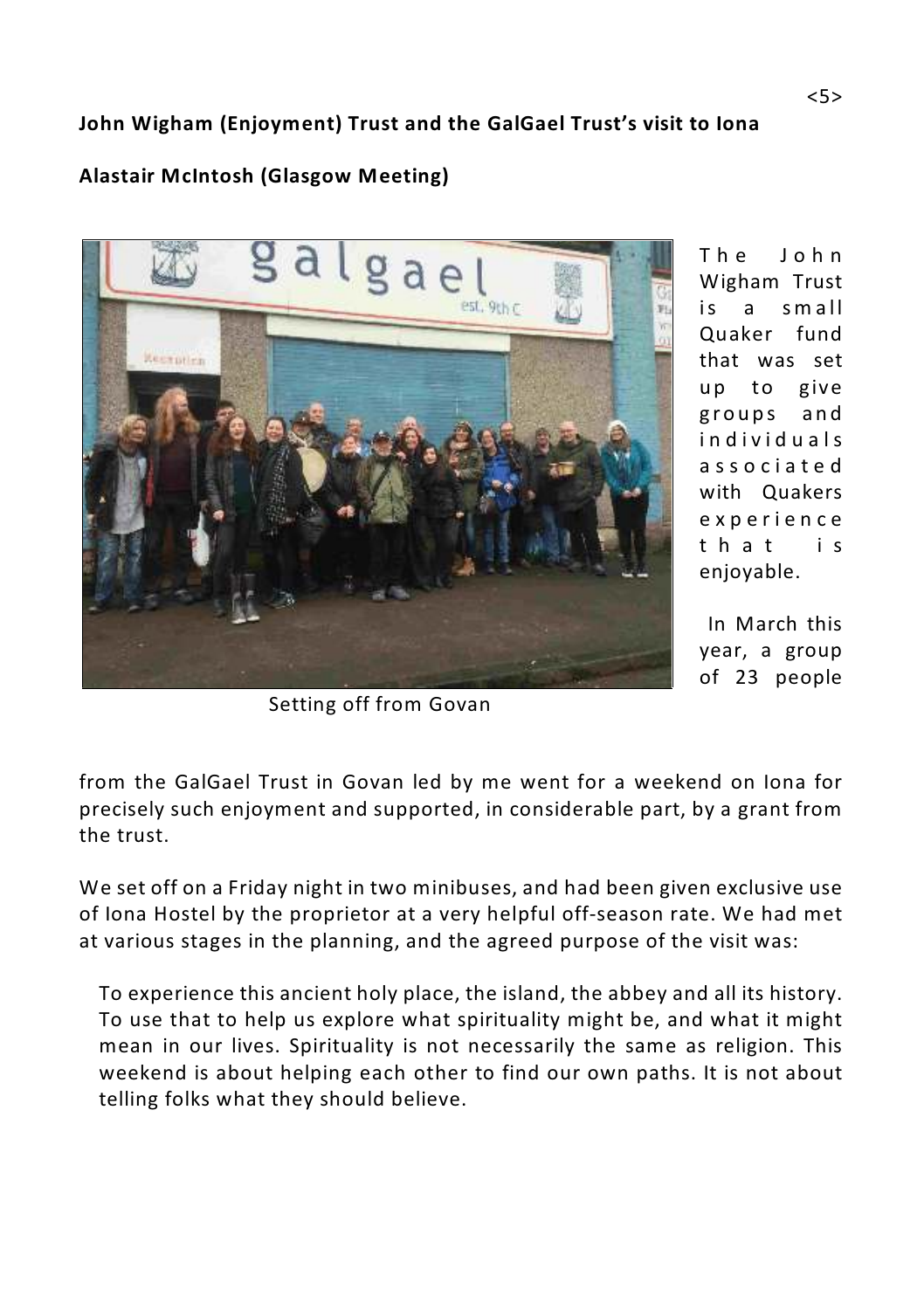**John Wigham (Enjoyment) Trust and the GalGael Trust's visit to Iona**

**Alastair McIntosh (Glasgow Meeting)**

Setting off from Govan

The John Wigham Trust is a small Quaker fund that was set up to give groups and individuals associated with Quakers experience that is enjoyable.

In March this year, a group of 23 people from the GalGael Trust in Govan led by me went for a weekend on Iona for precisely such enjoyment and supported, in considerable part, by a grant from the trust.

We set off on a Friday night in two minibuses, and had been given exclusive use of Iona Hostel by the proprietor at a very helpful off-season rate. We had met at various stages in the planning, and the agreed purpose of the visit was:

> To experience this ancient holy place, the island, the abbey and all its history. To use that to help us explore what spirituality might be, and what it might mean in our lives. Spirituality is not necessarily the same as religion. This weekend is about helping each other to find our own paths. It is not about telling folks what they should believe.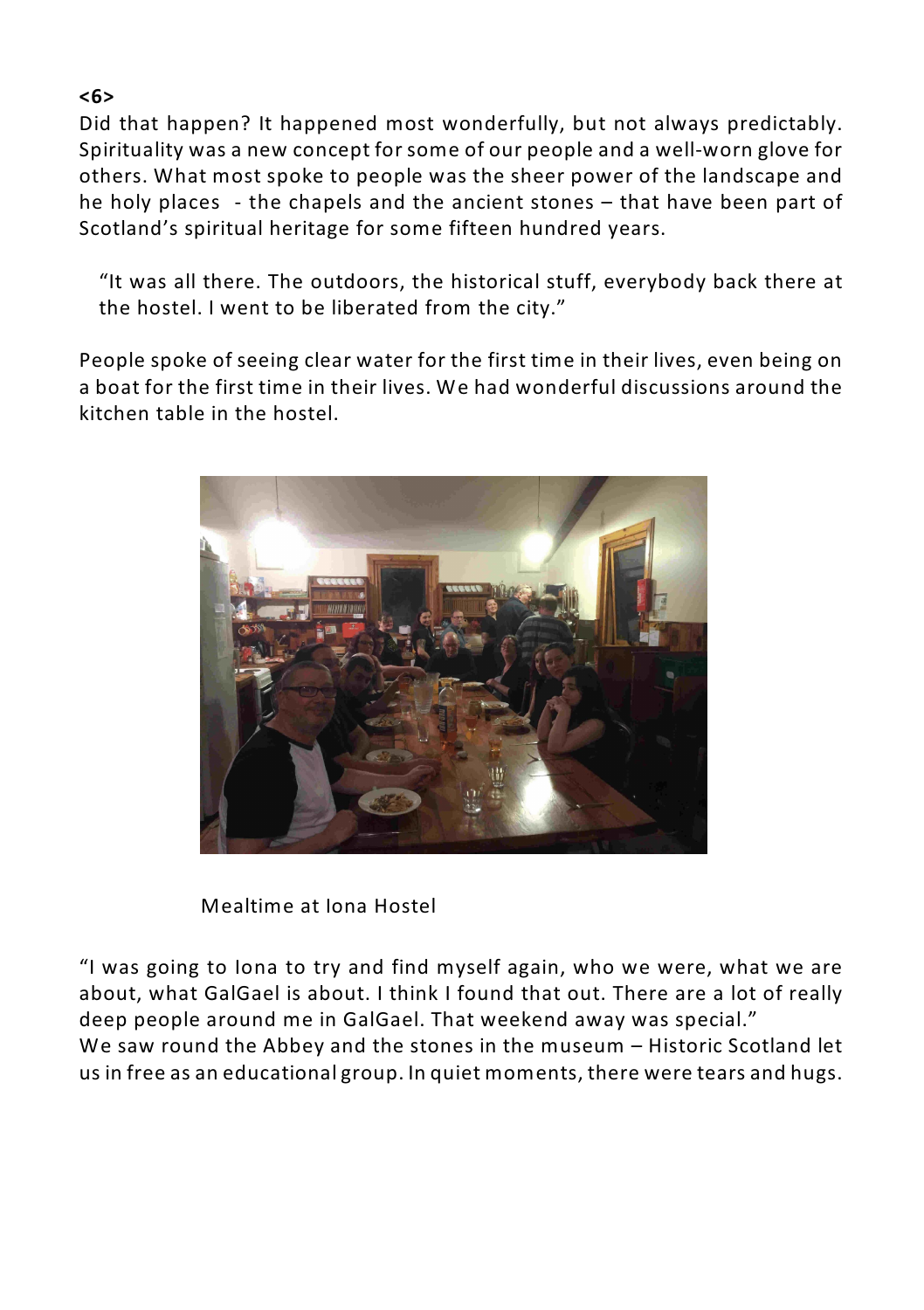**<6>**

Did that happen? It happened most wonderfully, but not always predictably. Spirituality was a new concept for some of our people and a well-worn glove for others. What most spoke to people was the sheer power of the landscape and he holy places - the chapels and the ancient stones – that have been part of Scotland's spiritual heritage for some fifteen hundred years.

> "It was all there. The outdoors, the historical stuff, everybody back there at the hostel. I went to be liberated from the city."

People spoke of seeing clear water for the first time in their lives, even being on a boat for the first time in their lives. We had wonderful discussions around the kitchen table in the hostel.

Mealtime at Iona Hostel

"I was going to Iona to try and find myself again, who we were, what we are about, what GalGael is about. I think I found that out. There are a lot of really deep people around me in GalGael. That weekend away was special."

We saw round the Abbey and the stones in the museum – Historic Scotland let us in free as an educational group. In quiet moments, there were tears and hugs.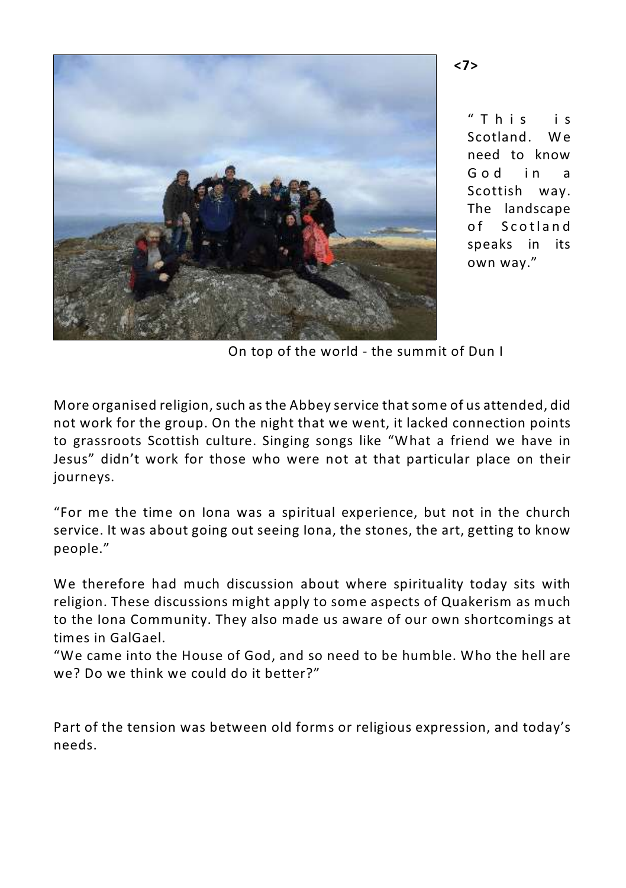"This is Scotland. We need to know God in a Scottish way. The landscape of Scotland speaks in its own way."

On top of the world - the summit of Dun I

More organised religion, such as the Abbey service that some of us attended, did not work for the group. On the night that we went, it lacked connection points to grassroots Scottish culture. Singing songs like "What a friend we have in Jesus" didn't work for those who were not at that particular place on their journeys.

"For me the time on Iona was a spiritual experience, but not in the church service. It was about going out seeing Iona, the stones, the art, getting to know people."

We therefore had much discussion about where spirituality today sits with religion. These discussions might apply to some aspects of Quakerism as much to the Iona Community. They also made us aware of our own shortcomings at times in GalGael.

"We came into the House of God, and so need to be humble. Who the hell are we? Do we think we could do it better?"

Part of the tension was between old forms or religious expression, and today's needs.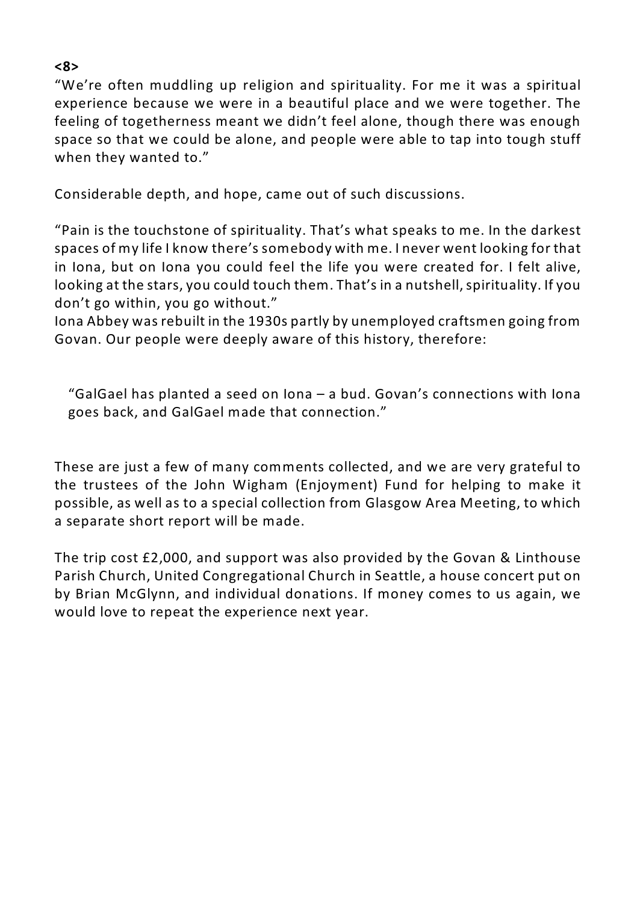"We're often muddling up religion and spirituality. For me it was a spiritual experience because we were in a beautiful place and we were together. The feeling of togetherness meant we didn't feel alone, though there was enough space so that we could be alone, and people were able to tap into tough stuff when they wanted to."

Considerable depth, and hope, came out of such discussions.

"Pain is the touchstone of spirituality. That's what speaks to me. In the darkest spaces of my life I know there's somebody with me. I never went looking for that in Iona, but on Iona you could feel the life you were created for. I felt alive, looking at the stars, you could touch them. That's in a nutshell, spirituality. If you don't go within, you go without."

Iona Abbey was rebuilt in the 1930s partly by unemployed craftsmen going from Govan. Our people were deeply aware of this history, therefore:

> "GalGael has planted a seed on Iona – a bud. Govan's connections with Iona goes back, and GalGael made that connection."

These are just a few of many comments collected, and we are very grateful to the trustees of the John Wigham (Enjoyment) Fund for helping to make it possible, as well as to a special collection from Glasgow Area Meeting, to which a separate short report will be made.

The trip cost £2,000, and support was also provided by the Govan & Linthouse Parish Church, United Congregational Church in Seattle, a house concert put on by Brian McGlynn, and individual donations. If money comes to us again, we would love to repeat the experience next year.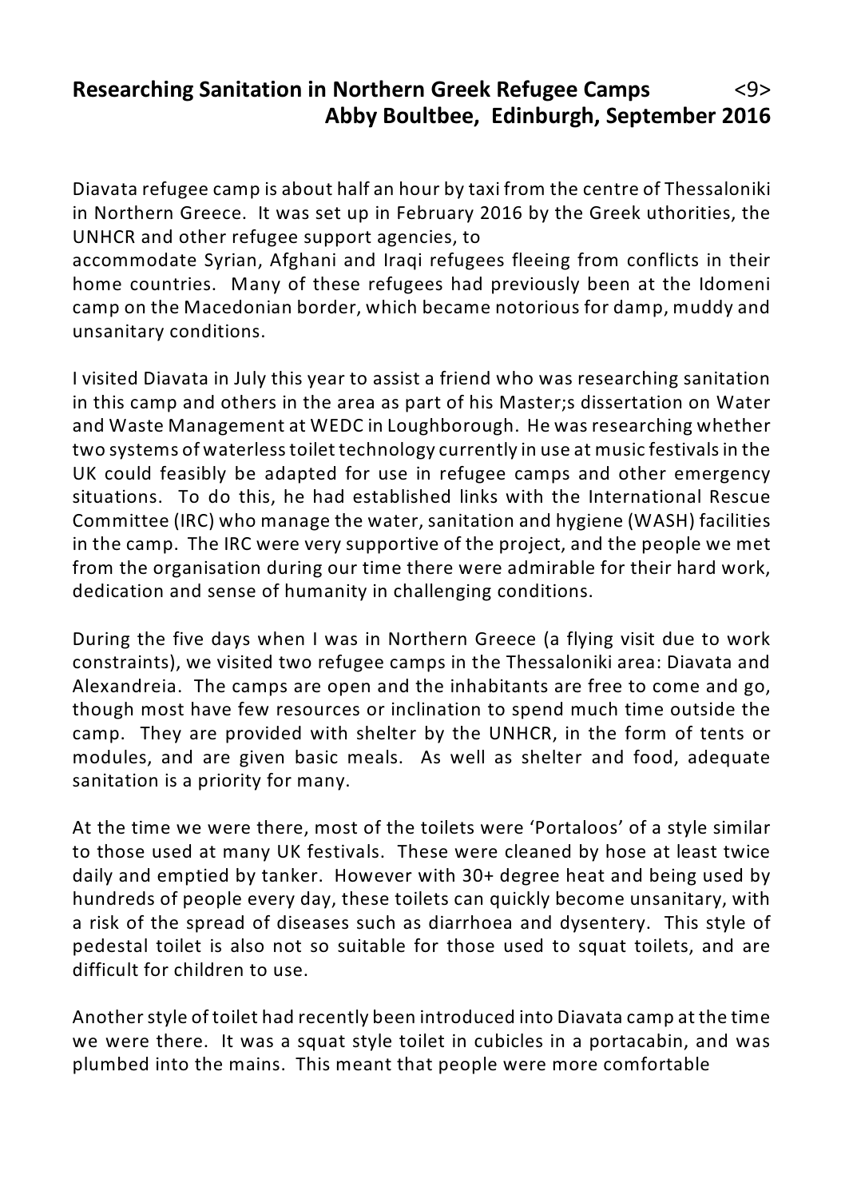## Researching Sanitation in Northern Greek Refugee Camps

**Abby Boultbee, Edinburgh, September 2016**

Diavata refugee camp is about half an hour by taxi from the centre of Thessaloniki in Northern Greece. It was set up in February 2016 by the Greek uthorities, the UNHCR and other refugee support agencies, to accommodate Syrian, Afghani and Iraqi refugees fleeing from conflicts in their home countries. Many of these refugees had previously been at the Idomeni camp on the Macedonian border, which became notorious for damp, muddy and unsanitary conditions.

I visited Diavata in July this year to assist a friend who was researching sanitation in this camp and others in the area as part of his Master;s dissertation on Water and Waste Management at WEDC in Loughborough. He was researching whether two systems of waterless toilet technology currently in use at music festivals in the UK could feasibly be adapted for use in refugee camps and other emergency situations. To do this, he had established links with the International Rescue Committee (IRC) who manage the water, sanitation and hygiene (WASH) facilities in the camp. The IRC were very supportive of the project, and the people we met from the organisation during our time there were admirable for their hard work, dedication and sense of humanity in challenging conditions.

During the five days when I was in Northern Greece (a flying visit due to work constraints), we visited two refugee camps in the Thessaloniki area: Diavata and Alexandreia. The camps are open and the inhabitants are free to come and go, though most have few resources or inclination to spend much time outside the camp. They are provided with shelter by the UNHCR, in the form of tents or modules, and are given basic meals. As well as shelter and food, adequate sanitation is a priority for many.

At the time we were there, most of the toilets were 'Portaloos' of a style similar to those used at many UK festivals. These were cleaned by hose at least twice daily and emptied by tanker. However with 30+ degree heat and being used by hundreds of people every day, these toilets can quickly become unsanitary, with a risk of the spread of diseases such as diarrhoea and dysentery. This style of pedestal toilet is also not so suitable for those used to squat toilets, and are difficult for children to use.

Another style of toilet had recently been introduced into Diavata camp at the time we were there. It was a squat style toilet in cubicles in a portacabin, and was plumbed into the mains. This meant that people were more comfortable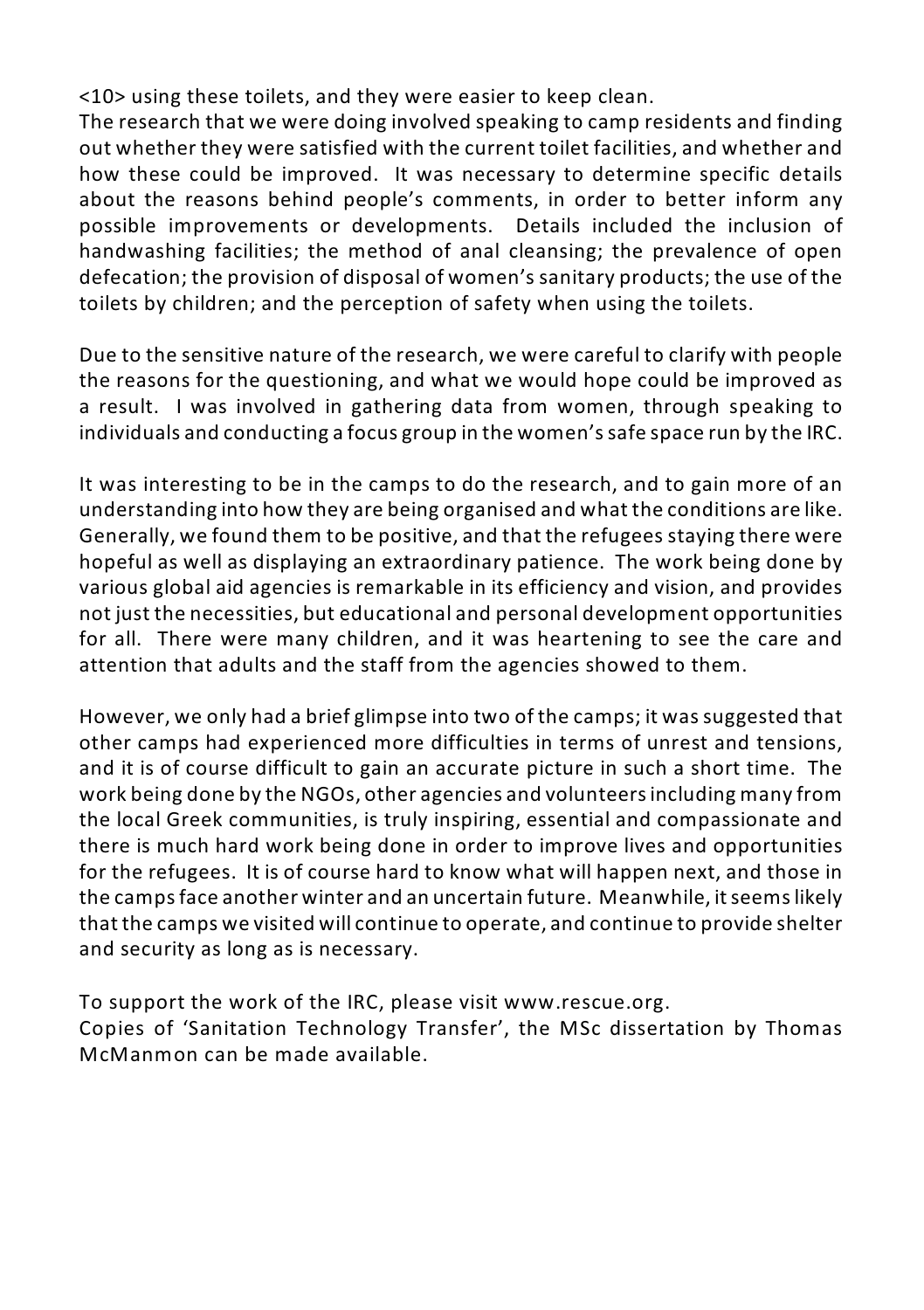<10> using these toilets, and they were easier to keep clean.
The research that we were doing involved speaking to camp residents and finding out whether they were satisfied with the current toilet facilities, and whether and how these could be improved. It was necessary to determine specific details about the reasons behind people's comments, in order to better inform any possible improvements or developments. Details included the inclusion of handwashing facilities; the method of anal cleansing; the prevalence of open defecation; the provision of disposal of women's sanitary products; the use of the toilets by children; and the perception of safety when using the toilets.

Due to the sensitive nature of the research, we were careful to clarify with people the reasons for the questioning, and what we would hope could be improved as a result. I was involved in gathering data from women, through speaking to individuals and conducting a focus group in the women's safe space run by the IRC.

It was interesting to be in the camps to do the research, and to gain more of an understanding into how they are being organised and what the conditions are like. Generally, we found them to be positive, and that the refugees staying there were hopeful as well as displaying an extraordinary patience. The work being done by various global aid agencies is remarkable in its efficiency and vision, and provides not just the necessities, but educational and personal development opportunities for all. There were many children, and it was heartening to see the care and attention that adults and the staff from the agencies showed to them.

However, we only had a brief glimpse into two of the camps; it was suggested that other camps had experienced more difficulties in terms of unrest and tensions, and it is of course difficult to gain an accurate picture in such a short time. The work being done by the NGOs, other agencies and volunteers including many from the local Greek communities, is truly inspiring, essential and compassionate and there is much hard work being done in order to improve lives and opportunities for the refugees. It is of course hard to know what will happen next, and those in the camps face another winter and an uncertain future. Meanwhile, it seems likely that the camps we visited will continue to operate, and continue to provide shelter and security as long as is necessary.

To support the work of the IRC, please visit www.rescue.org.
Copies of 'Sanitation Technology Transfer', the MSc dissertation by Thomas McManmon can be made available.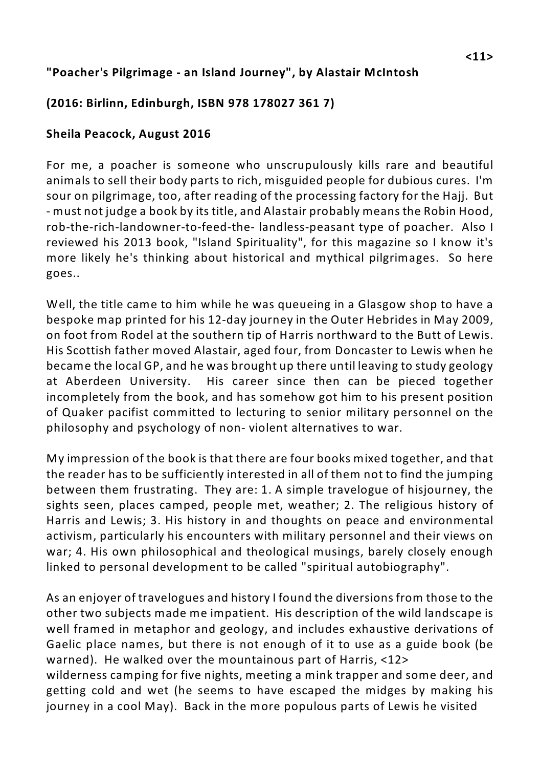**"Poacher's Pilgrimage - an Island Journey", by Alastair McIntosh**

**(2016: Birlinn, Edinburgh, ISBN 978 178027 361 7)**

**Sheila Peacock, August 2016**

For me, a poacher is someone who unscrupulously kills rare and beautiful animals to sell their body parts to rich, misguided people for dubious cures. I'm sour on pilgrimage, too, after reading of the processing factory for the Hajj. But - must not judge a book by its title, and Alastair probably means the Robin Hood, rob-the-rich-landowner-to-feed-the- landless-peasant type of poacher. Also I reviewed his 2013 book, "Island Spirituality", for this magazine so I know it's more likely he's thinking about historical and mythical pilgrimages. So here goes..

Well, the title came to him while he was queueing in a Glasgow shop to have a bespoke map printed for his 12-day journey in the Outer Hebrides in May 2009, on foot from Rodel at the southern tip of Harris northward to the Butt of Lewis. His Scottish father moved Alastair, aged four, from Doncaster to Lewis when he became the local GP, and he was brought up there until leaving to study geology at Aberdeen University. His career since then can be pieced together incompletely from the book, and has somehow got him to his present position of Quaker pacifist committed to lecturing to senior military personnel on the philosophy and psychology of non- violent alternatives to war.

My impression of the book is that there are four books mixed together, and that the reader has to be sufficiently interested in all of them not to find the jumping between them frustrating. They are: 1. A simple travelogue of hisjourney, the sights seen, places camped, people met, weather; 2. The religious history of Harris and Lewis; 3. His history in and thoughts on peace and environmental activism, particularly his encounters with military personnel and their views on war; 4. His own philosophical and theological musings, barely closely enough linked to personal development to be called "spiritual autobiography".

As an enjoyer of travelogues and history I found the diversions from those to the other two subjects made me impatient. His description of the wild landscape is well framed in metaphor and geology, and includes exhaustive derivations of Gaelic place names, but there is not enough of it to use as a guide book (be warned). He walked over the mountainous part of Harris, <12>
wilderness camping for five nights, meeting a mink trapper and some deer, and getting cold and wet (he seems to have escaped the midges by making his journey in a cool May). Back in the more populous parts of Lewis he visited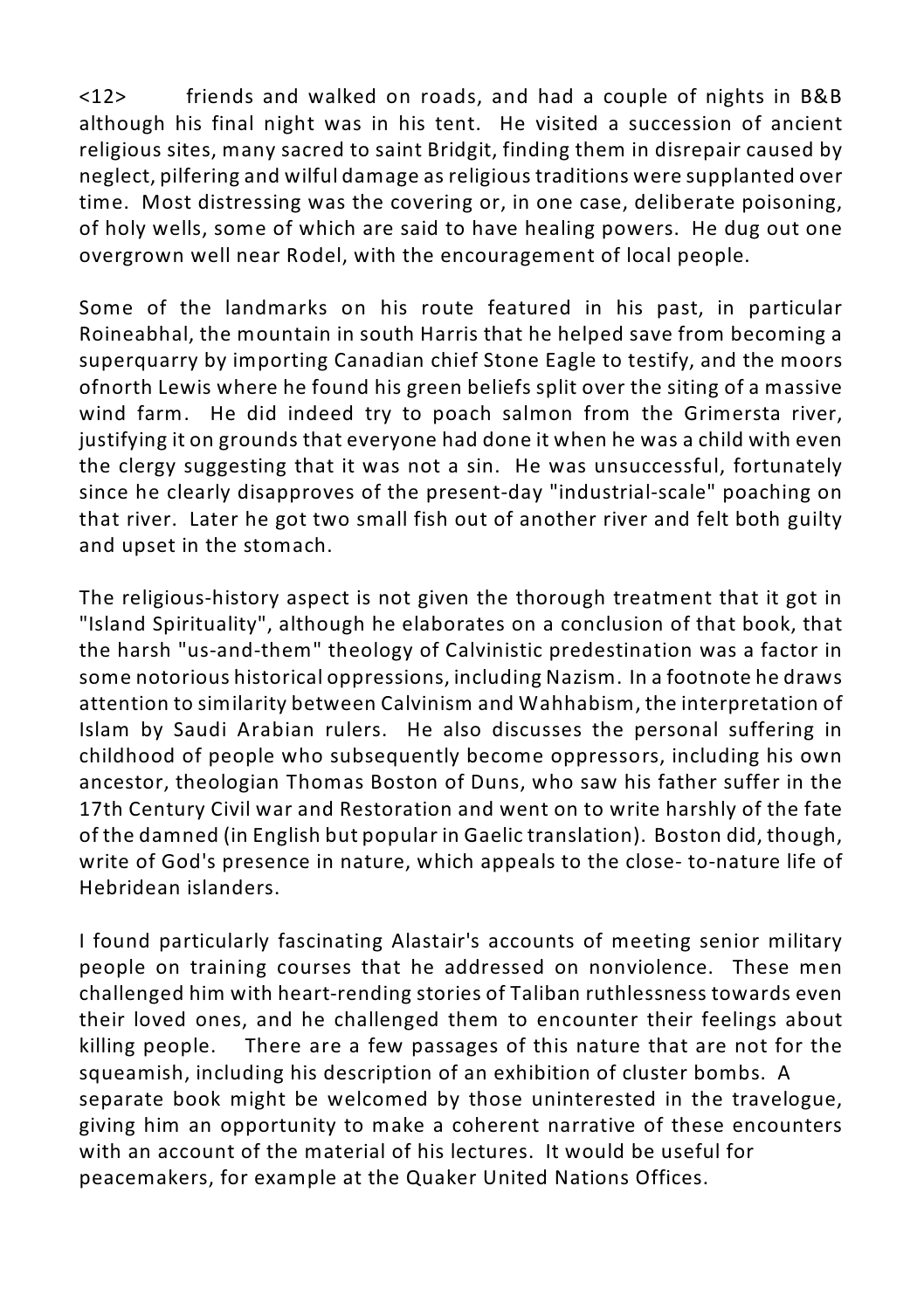<12> friends and walked on roads, and had a couple of nights in B&B although his final night was in his tent. He visited a succession of ancient religious sites, many sacred to saint Bridgit, finding them in disrepair caused by neglect, pilfering and wilful damage as religious traditions were supplanted over time. Most distressing was the covering or, in one case, deliberate poisoning, of holy wells, some of which are said to have healing powers. He dug out one overgrown well near Rodel, with the encouragement of local people.

Some of the landmarks on his route featured in his past, in particular Roineabhal, the mountain in south Harris that he helped save from becoming a superquarry by importing Canadian chief Stone Eagle to testify, and the moors ofnorth Lewis where he found his green beliefs split over the siting of a massive wind farm. He did indeed try to poach salmon from the Grimersta river, justifying it on grounds that everyone had done it when he was a child with even the clergy suggesting that it was not a sin. He was unsuccessful, fortunately since he clearly disapproves of the present-day "industrial-scale" poaching on that river. Later he got two small fish out of another river and felt both guilty and upset in the stomach.

The religious-history aspect is not given the thorough treatment that it got in "Island Spirituality", although he elaborates on a conclusion of that book, that the harsh "us-and-them" theology of Calvinistic predestination was a factor in some notorious historical oppressions, including Nazism. In a footnote he draws attention to similarity between Calvinism and Wahhabism, the interpretation of Islam by Saudi Arabian rulers. He also discusses the personal suffering in childhood of people who subsequently become oppressors, including his own ancestor, theologian Thomas Boston of Duns, who saw his father suffer in the 17th Century Civil war and Restoration and went on to write harshly of the fate of the damned (in English but popular in Gaelic translation). Boston did, though, write of God's presence in nature, which appeals to the close- to-nature life of Hebridean islanders.

I found particularly fascinating Alastair's accounts of meeting senior military people on training courses that he addressed on nonviolence. These men challenged him with heart-rending stories of Taliban ruthlessness towards even their loved ones, and he challenged them to encounter their feelings about killing people. There are a few passages of this nature that are not for the squeamish, including his description of an exhibition of cluster bombs. A separate book might be welcomed by those uninterested in the travelogue, giving him an opportunity to make a coherent narrative of these encounters with an account of the material of his lectures. It would be useful for peacemakers, for example at the Quaker United Nations Offices.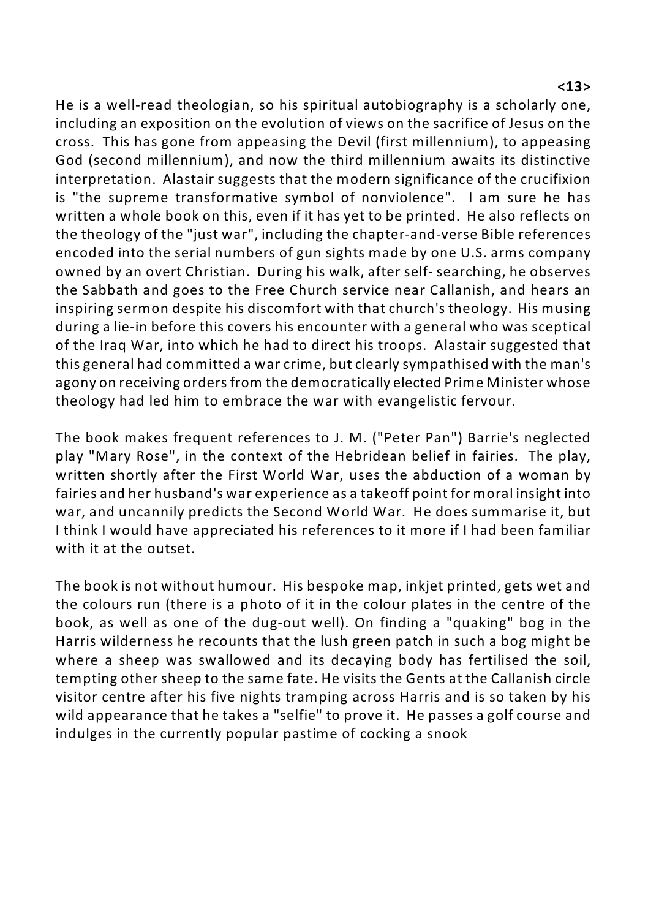He is a well-read theologian, so his spiritual autobiography is a scholarly one, including an exposition on the evolution of views on the sacrifice of Jesus on the cross. This has gone from appeasing the Devil (first millennium), to appeasing God (second millennium), and now the third millennium awaits its distinctive interpretation. Alastair suggests that the modern significance of the crucifixion is "the supreme transformative symbol of nonviolence". I am sure he has written a whole book on this, even if it has yet to be printed. He also reflects on the theology of the "just war", including the chapter-and-verse Bible references encoded into the serial numbers of gun sights made by one U.S. arms company owned by an overt Christian. During his walk, after self- searching, he observes the Sabbath and goes to the Free Church service near Callanish, and hears an inspiring sermon despite his discomfort with that church's theology. His musing during a lie-in before this covers his encounter with a general who was sceptical of the Iraq War, into which he had to direct his troops. Alastair suggested that this general had committed a war crime, but clearly sympathised with the man's agony on receiving orders from the democratically elected Prime Minister whose theology had led him to embrace the war with evangelistic fervour.

The book makes frequent references to J. M. ("Peter Pan") Barrie's neglected play "Mary Rose", in the context of the Hebridean belief in fairies. The play, written shortly after the First World War, uses the abduction of a woman by fairies and her husband's war experience as a takeoff point for moral insight into war, and uncannily predicts the Second World War. He does summarise it, but I think I would have appreciated his references to it more if I had been familiar with it at the outset.

The book is not without humour. His bespoke map, inkjet printed, gets wet and the colours run (there is a photo of it in the colour plates in the centre of the book, as well as one of the dug-out well). On finding a "quaking" bog in the Harris wilderness he recounts that the lush green patch in such a bog might be where a sheep was swallowed and its decaying body has fertilised the soil, tempting other sheep to the same fate. He visits the Gents at the Callanish circle visitor centre after his five nights tramping across Harris and is so taken by his wild appearance that he takes a "selfie" to prove it. He passes a golf course and indulges in the currently popular pastime of cocking a snook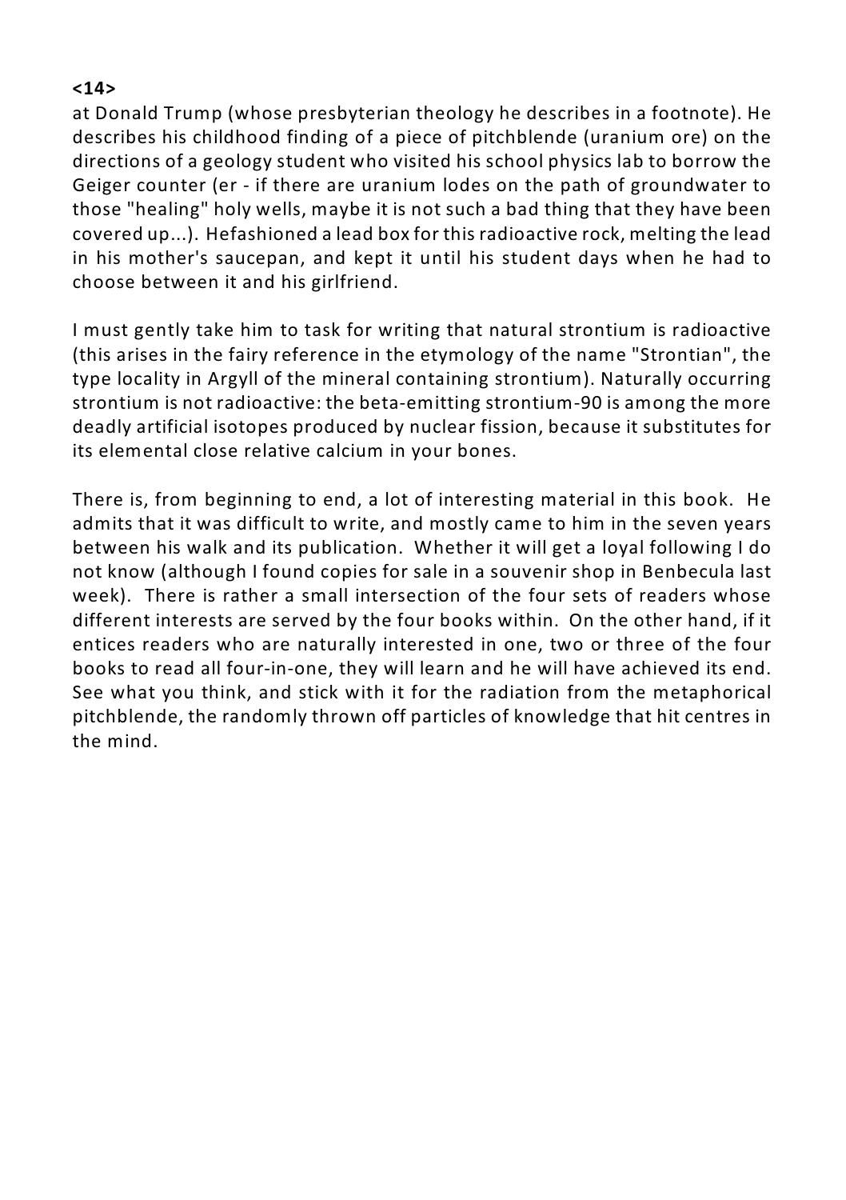at Donald Trump (whose presbyterian theology he describes in a footnote). He describes his childhood finding of a piece of pitchblende (uranium ore) on the directions of a geology student who visited his school physics lab to borrow the Geiger counter (er - if there are uranium lodes on the path of groundwater to those "healing" holy wells, maybe it is not such a bad thing that they have been covered up...). Hefashioned a lead box for this radioactive rock, melting the lead in his mother's saucepan, and kept it until his student days when he had to choose between it and his girlfriend.

I must gently take him to task for writing that natural strontium is radioactive (this arises in the fairy reference in the etymology of the name "Strontian", the type locality in Argyll of the mineral containing strontium). Naturally occurring strontium is not radioactive: the beta-emitting strontium-90 is among the more deadly artificial isotopes produced by nuclear fission, because it substitutes for its elemental close relative calcium in your bones.

There is, from beginning to end, a lot of interesting material in this book. He admits that it was difficult to write, and mostly came to him in the seven years between his walk and its publication. Whether it will get a loyal following I do not know (although I found copies for sale in a souvenir shop in Benbecula last week). There is rather a small intersection of the four sets of readers whose different interests are served by the four books within. On the other hand, if it entices readers who are naturally interested in one, two or three of the four books to read all four-in-one, they will learn and he will have achieved its end. See what you think, and stick with it for the radiation from the metaphorical pitchblende, the randomly thrown off particles of knowledge that hit centres in the mind.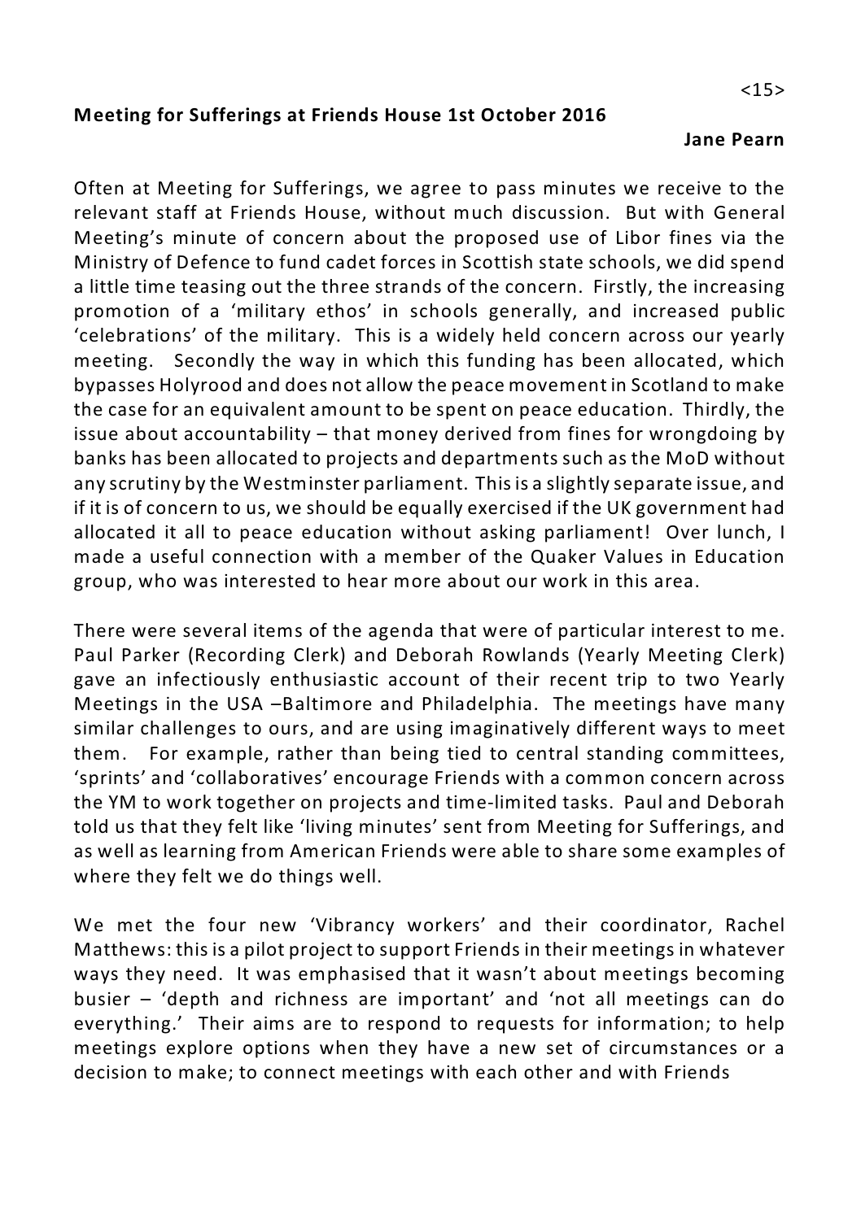**Meeting for Sufferings at Friends House 1st October 2016**

**Jane Pearn**

Often at Meeting for Sufferings, we agree to pass minutes we receive to the relevant staff at Friends House, without much discussion. But with General Meeting's minute of concern about the proposed use of Libor fines via the Ministry of Defence to fund cadet forces in Scottish state schools, we did spend a little time teasing out the three strands of the concern. Firstly, the increasing promotion of a 'military ethos' in schools generally, and increased public 'celebrations' of the military. This is a widely held concern across our yearly meeting. Secondly the way in which this funding has been allocated, which bypasses Holyrood and does not allow the peace movement in Scotland to make the case for an equivalent amount to be spent on peace education. Thirdly, the issue about accountability – that money derived from fines for wrongdoing by banks has been allocated to projects and departments such as the MoD without any scrutiny by the Westminster parliament. This is a slightly separate issue, and if it is of concern to us, we should be equally exercised if the UK government had allocated it all to peace education without asking parliament! Over lunch, I made a useful connection with a member of the Quaker Values in Education group, who was interested to hear more about our work in this area.

There were several items of the agenda that were of particular interest to me. Paul Parker (Recording Clerk) and Deborah Rowlands (Yearly Meeting Clerk) gave an infectiously enthusiastic account of their recent trip to two Yearly Meetings in the USA –Baltimore and Philadelphia. The meetings have many similar challenges to ours, and are using imaginatively different ways to meet them. For example, rather than being tied to central standing committees, 'sprints' and 'collaboratives' encourage Friends with a common concern across the YM to work together on projects and time-limited tasks. Paul and Deborah told us that they felt like 'living minutes' sent from Meeting for Sufferings, and as well as learning from American Friends were able to share some examples of where they felt we do things well.

We met the four new 'Vibrancy workers' and their coordinator, Rachel Matthews: this is a pilot project to support Friends in their meetings in whatever ways they need. It was emphasised that it wasn't about meetings becoming busier – 'depth and richness are important' and 'not all meetings can do everything.' Their aims are to respond to requests for information; to help meetings explore options when they have a new set of circumstances or a decision to make; to connect meetings with each other and with Friends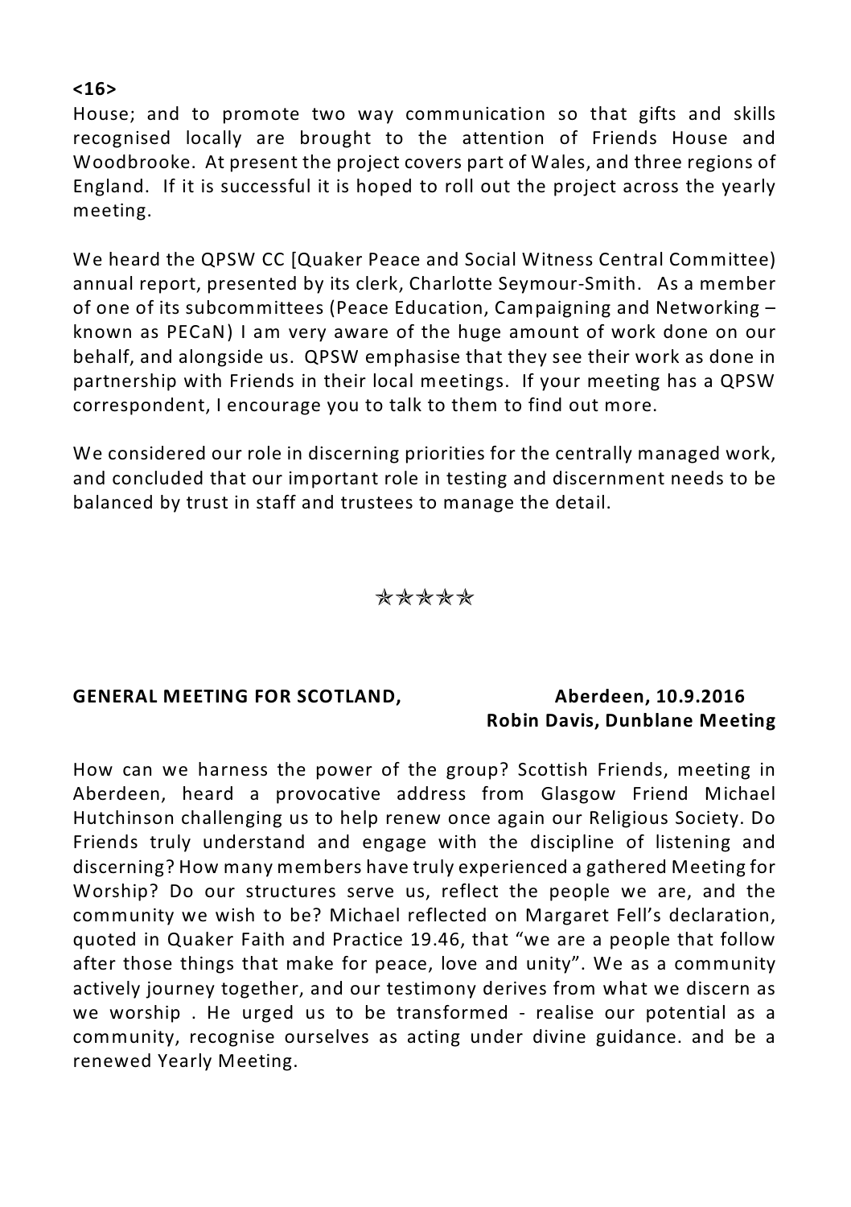House; and to promote two way communication so that gifts and skills recognised locally are brought to the attention of Friends House and Woodbrooke. At present the project covers part of Wales, and three regions of England. If it is successful it is hoped to roll out the project across the yearly meeting.

We heard the QPSW CC [Quaker Peace and Social Witness Central Committee) annual report, presented by its clerk, Charlotte Seymour-Smith. As a member of one of its subcommittees (Peace Education, Campaigning and Networking – known as PECaN) I am very aware of the huge amount of work done on our behalf, and alongside us. QPSW emphasise that they see their work as done in partnership with Friends in their local meetings. If your meeting has a QPSW correspondent, I encourage you to talk to them to find out more.

We considered our role in discerning priorities for the centrally managed work, and concluded that our important role in testing and discernment needs to be balanced by trust in staff and trustees to manage the detail.

✯✯✯✯✯

**GENERAL MEETING FOR SCOTLAND, Aberdeen, 10.9.2016**
**Robin Davis, Dunblane Meeting**

How can we harness the power of the group? Scottish Friends, meeting in Aberdeen, heard a provocative address from Glasgow Friend Michael Hutchinson challenging us to help renew once again our Religious Society. Do Friends truly understand and engage with the discipline of listening and discerning? How many members have truly experienced a gathered Meeting for Worship? Do our structures serve us, reflect the people we are, and the community we wish to be? Michael reflected on Margaret Fell's declaration, quoted in Quaker Faith and Practice 19.46, that "we are a people that follow after those things that make for peace, love and unity". We as a community actively journey together, and our testimony derives from what we discern as we worship . He urged us to be transformed - realise our potential as a community, recognise ourselves as acting under divine guidance. and be a renewed Yearly Meeting.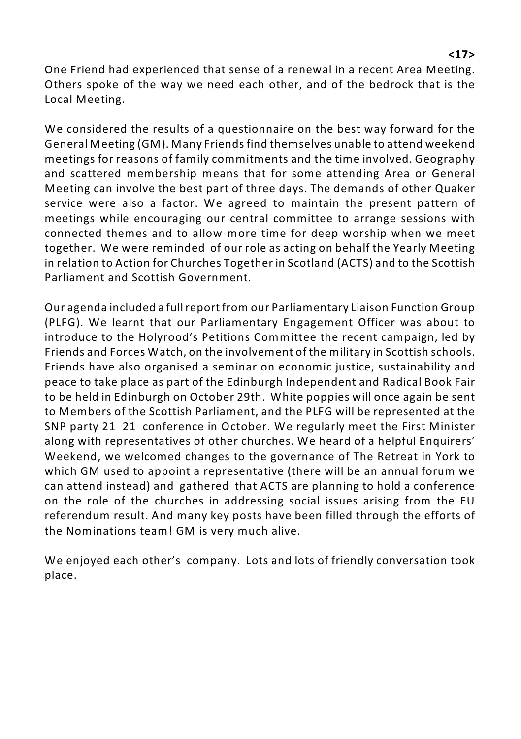One Friend had experienced that sense of a renewal in a recent Area Meeting. Others spoke of the way we need each other, and of the bedrock that is the Local Meeting.

We considered the results of a questionnaire on the best way forward for the General Meeting (GM). Many Friends find themselves unable to attend weekend meetings for reasons of family commitments and the time involved. Geography and scattered membership means that for some attending Area or General Meeting can involve the best part of three days. The demands of other Quaker service were also a factor. We agreed to maintain the present pattern of meetings while encouraging our central committee to arrange sessions with connected themes and to allow more time for deep worship when we meet together. We were reminded of our role as acting on behalf the Yearly Meeting in relation to Action for Churches Together in Scotland (ACTS) and to the Scottish Parliament and Scottish Government.

Our agenda included a full report from our Parliamentary Liaison Function Group (PLFG). We learnt that our Parliamentary Engagement Officer was about to introduce to the Holyrood's Petitions Committee the recent campaign, led by Friends and Forces Watch, on the involvement of the military in Scottish schools. Friends have also organised a seminar on economic justice, sustainability and peace to take place as part of the Edinburgh Independent and Radical Book Fair to be held in Edinburgh on October 29th. White poppies will once again be sent to Members of the Scottish Parliament, and the PLFG will be represented at the SNP party 21 21 conference in October. We regularly meet the First Minister along with representatives of other churches. We heard of a helpful Enquirers' Weekend, we welcomed changes to the governance of The Retreat in York to which GM used to appoint a representative (there will be an annual forum we can attend instead) and gathered that ACTS are planning to hold a conference on the role of the churches in addressing social issues arising from the EU referendum result. And many key posts have been filled through the efforts of the Nominations team! GM is very much alive.

We enjoyed each other's company. Lots and lots of friendly conversation took place.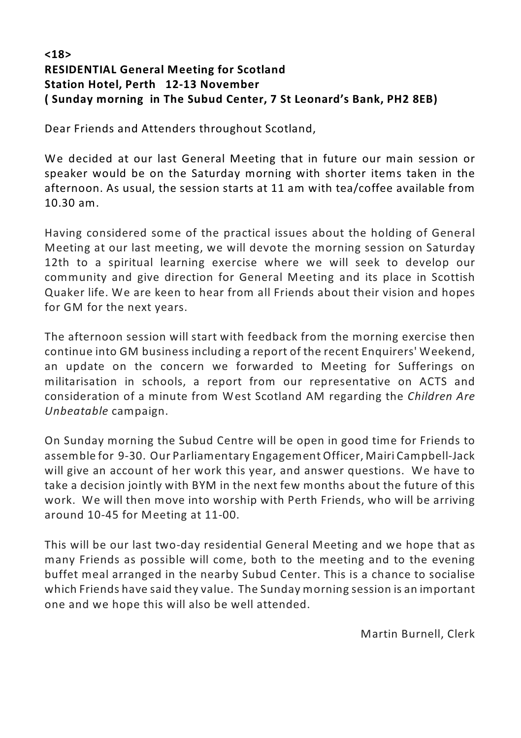**<18>**
**RESIDENTIAL General Meeting for Scotland**
**Station Hotel, Perth 12-13 November**
**( Sunday morning in The Subud Center, 7 St Leonard's Bank, PH2 8EB)**

Dear Friends and Attenders throughout Scotland,

We decided at our last General Meeting that in future our main session or speaker would be on the Saturday morning with shorter items taken in the afternoon. As usual, the session starts at 11 am with tea/coffee available from 10.30 am.

Having considered some of the practical issues about the holding of General Meeting at our last meeting, we will devote the morning session on Saturday 12th to a spiritual learning exercise where we will seek to develop our community and give direction for General Meeting and its place in Scottish Quaker life. We are keen to hear from all Friends about their vision and hopes for GM for the next years.

The afternoon session will start with feedback from the morning exercise then continue into GM business including a report of the recent Enquirers' Weekend, an update on the concern we forwarded to Meeting for Sufferings on militarisation in schools, a report from our representative on ACTS and consideration of a minute from West Scotland AM regarding the *Children Are Unbeatable* campaign.

On Sunday morning the Subud Centre will be open in good time for Friends to assemble for 9-30. Our Parliamentary Engagement Officer, Mairi Campbell-Jack will give an account of her work this year, and answer questions. We have to take a decision jointly with BYM in the next few months about the future of this work. We will then move into worship with Perth Friends, who will be arriving around 10-45 for Meeting at 11-00.

This will be our last two-day residential General Meeting and we hope that as many Friends as possible will come, both to the meeting and to the evening buffet meal arranged in the nearby Subud Center. This is a chance to socialise which Friends have said they value. The Sunday morning session is an important one and we hope this will also be well attended.

Martin Burnell, Clerk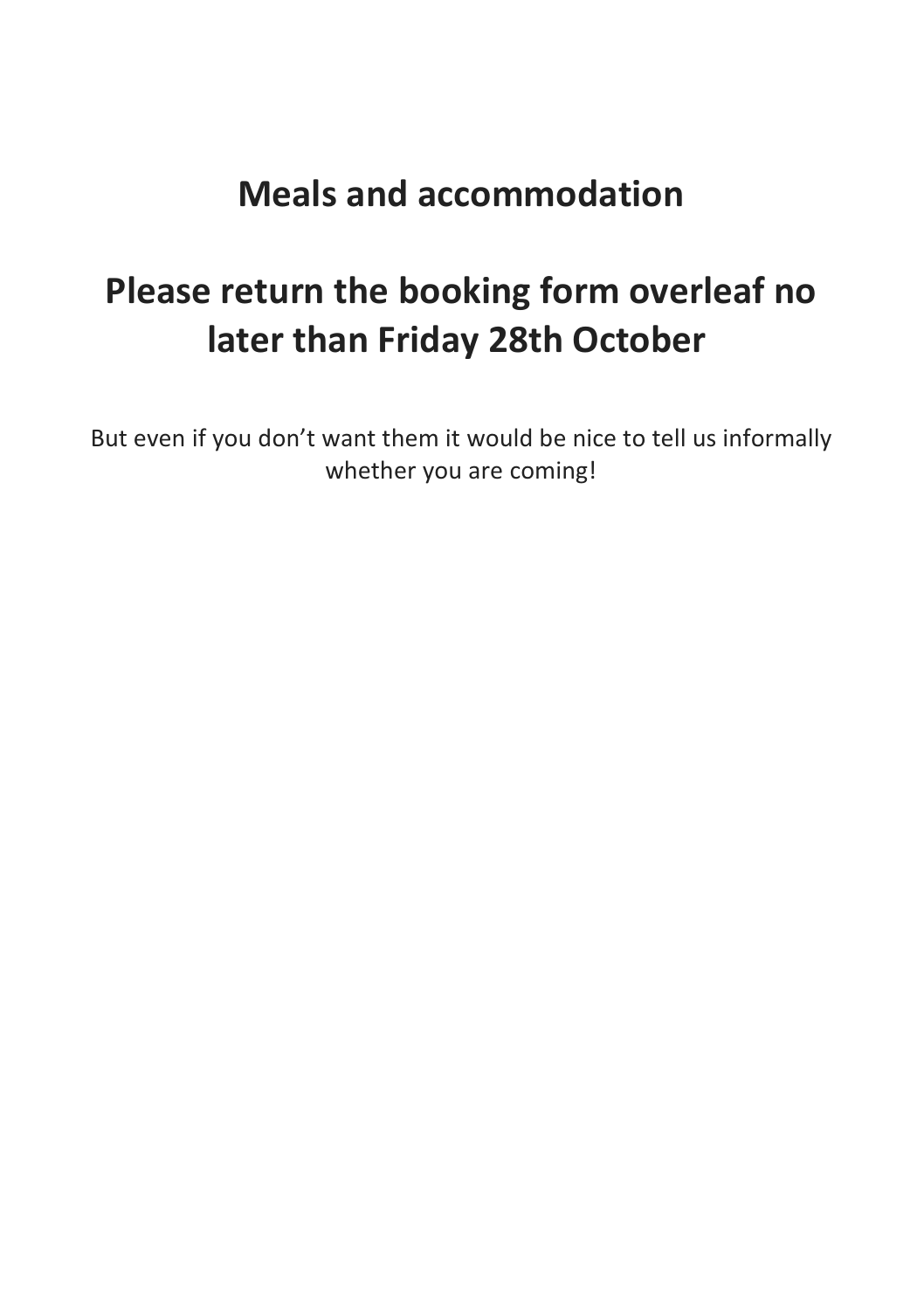# Meals and accommodation

# Please return the booking form overleaf no later than Friday 28th October

But even if you don’t want them it would be nice to tell us informally whether you are coming!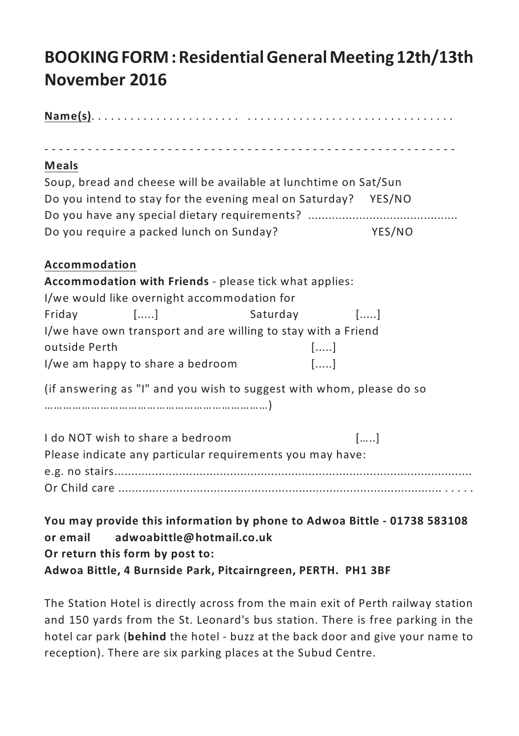# BOOKING FORM : Residential General Meeting 12th/13th November 2016

**Name(s)**. . . . . . . . . . . . . . . . . . . . . . . . . . . . . . . . . . . . . . . . . . . . . . . . . . . . . . .

- - - - - - - - - - - - - - - - - - - - - - - - - - - - - - - - - - - - - - - - - - - - - - - - - - - - - - - -

**Meals**

Soup, bread and cheese will be available at lunchtime on Sat/Sun

Do you intend to stay for the evening meal on Saturday? YES/NO

Do you have any special dietary requirements? ...........................................

Do you require a packed lunch on Sunday? YES/NO

**Accommodation**

**Accommodation with Friends** - please tick what applies:

I/we would like overnight accommodation for

Friday [.....] Saturday [.....]

I/we have own transport and are willing to stay with a Friend outside Perth [.....]

I/we am happy to share a bedroom [.....]

(if answering as "I" and you wish to suggest with whom, please do so ……………………………………………………………)

I do NOT wish to share a bedroom […..]

Please indicate any particular requirements you may have:

e.g. no stairs..........................................................................................................

Or Child care ........................................................................................ . . . . .

**You may provide this information by phone to Adwoa Bittle - 01738 583108 or email adwoabittle@hotmail.co.uk**

**Or return this form by post to:**

**Adwoa Bittle, 4 Burnside Park, Pitcairngreen, PERTH. PH1 3BF**

The Station Hotel is directly across from the main exit of Perth railway station and 150 yards from the St. Leonard's bus station. There is free parking in the hotel car park (**behind** the hotel - buzz at the back door and give your name to reception). There are six parking places at the Subud Centre.